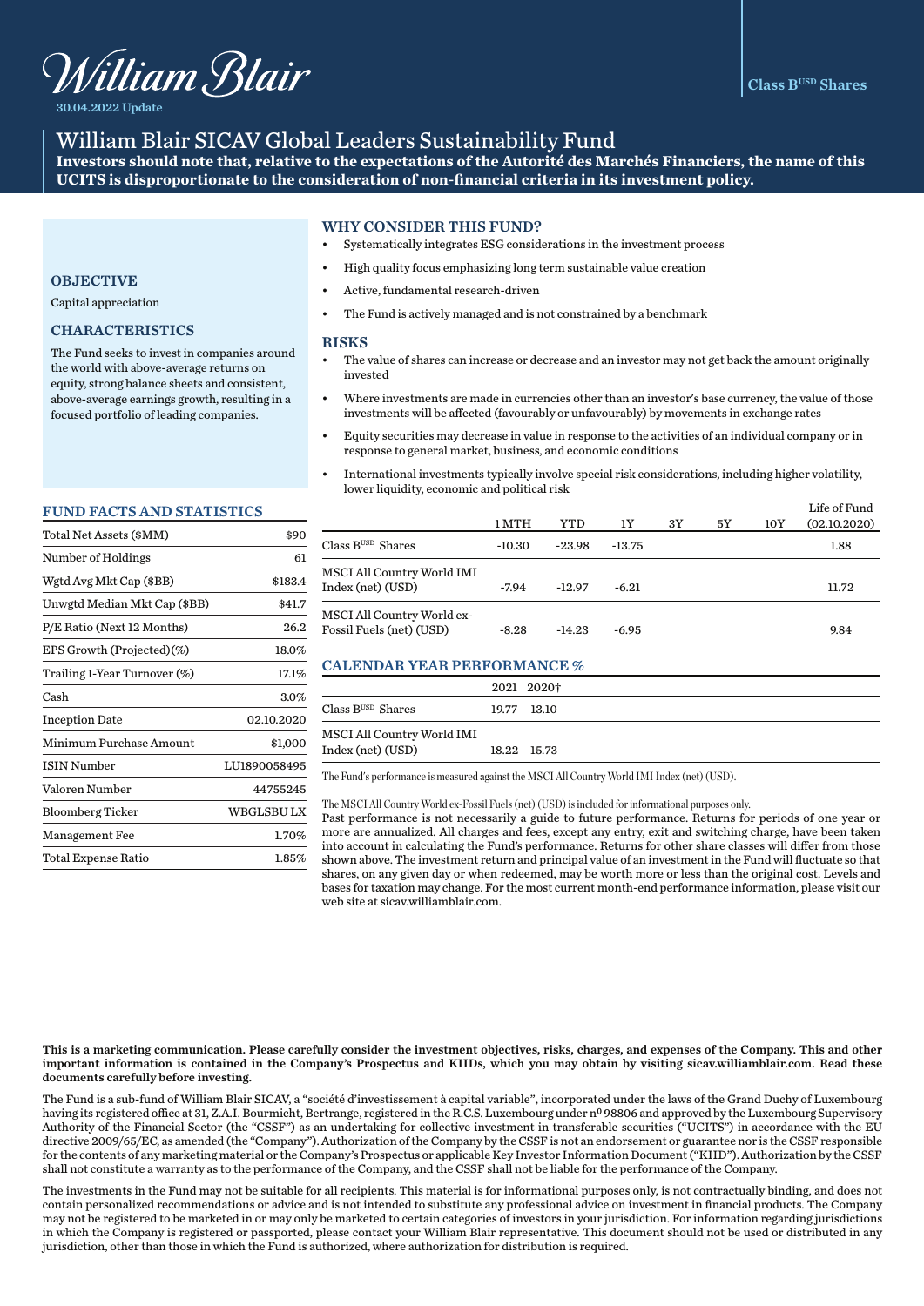William Blair

30.04.2022 Update

Class B$^{USD}$ Shares

# William Blair SICAV Global Leaders Sustainability Fund

**Investors should note that, relative to the expectations of the Autorité des Marchés Financiers, the name of this UCITS is disproportionate to the consideration of non-financial criteria in its investment policy.**

## OBJECTIVE

Capital appreciation

## CHARACTERISTICS

The Fund seeks to invest in companies around the world with above-average returns on equity, strong balance sheets and consistent, above-average earnings growth, resulting in a focused portfolio of leading companies.

## FUND FACTS AND STATISTICS

| | |
|---|---|
| Total Net Assets ($MM) | $90 |
| Number of Holdings | 61 |
| Wgtd Avg Mkt Cap ($BB) | $183.4 |
| Unwgtd Median Mkt Cap ($BB) | $41.7 |
| P/E Ratio (Next 12 Months) | 26.2 |
| EPS Growth (Projected)(%) | 18.0% |
| Trailing 1-Year Turnover (%) | 17.1% |
| Cash | 3.0% |
| Inception Date | 02.10.2020 |
| Minimum Purchase Amount | $1,000 |
| ISIN Number | LU1890058495 |
| Valoren Number | 44755245 |
| Bloomberg Ticker | WBGLSBU LX |
| Management Fee | 1.70% |
| Total Expense Ratio | 1.85% |

## WHY CONSIDER THIS FUND?

- Systematically integrates ESG considerations in the investment process
- High quality focus emphasizing long term sustainable value creation
- Active, fundamental research-driven
- The Fund is actively managed and is not constrained by a benchmark

## RISKS

- The value of shares can increase or decrease and an investor may not get back the amount originally invested
- Where investments are made in currencies other than an investor's base currency, the value of those investments will be affected (favourably or unfavourably) by movements in exchange rates
- Equity securities may decrease in value in response to the activities of an individual company or in response to general market, business, and economic conditions
- International investments typically involve special risk considerations, including higher volatility, lower liquidity, economic and political risk

| | 1 MTH | YTD | 1Y | 3Y | 5Y | 10Y | Life of Fund (02.10.2020) |
|---|---|---|---|---|---|---|---|
| Class B$^{USD}$ Shares | -10.30 | -23.98 | -13.75 | | | | 1.88 |
| MSCI All Country World IMI Index (net) (USD) | -7.94 | -12.97 | -6.21 | | | | 11.72 |
| MSCI All Country World ex-Fossil Fuels (net) (USD) | -8.28 | -14.23 | -6.95 | | | | 9.84 |

## CALENDAR YEAR PERFORMANCE %

| | 2021 | 2020† |
|---|---|---|
| Class B$^{USD}$ Shares | 19.77 | 13.10 |
| MSCI All Country World IMI Index (net) (USD) | 18.22 | 15.73 |

The Fund's performance is measured against the MSCI All Country World IMI Index (net) (USD).

The MSCI All Country World ex-Fossil Fuels (net) (USD) is included for informational purposes only.

Past performance is not necessarily a guide to future performance. Returns for periods of one year or more are annualized. All charges and fees, except any entry, exit and switching charge, have been taken into account in calculating the Fund's performance. Returns for other share classes will differ from those shown above. The investment return and principal value of an investment in the Fund will fluctuate so that shares, on any given day or when redeemed, may be worth more or less than the original cost. Levels and bases for taxation may change. For the most current month-end performance information, please visit our web site at sicav.williamblair.com.

**This is a marketing communication. Please carefully consider the investment objectives, risks, charges, and expenses of the Company. This and other important information is contained in the Company's Prospectus and KIIDs, which you may obtain by visiting sicav.williamblair.com. Read these documents carefully before investing.**

The Fund is a sub-fund of William Blair SICAV, a "société d'investissement à capital variable", incorporated under the laws of the Grand Duchy of Luxembourg having its registered office at 31, Z.A.I. Bourmicht, Bertrange, registered in the R.C.S. Luxembourg under nº 98806 and approved by the Luxembourg Supervisory Authority of the Financial Sector (the "CSSF") as an undertaking for collective investment in transferable securities ("UCITS") in accordance with the EU directive 2009/65/EC, as amended (the "Company"). Authorization of the Company by the CSSF is not an endorsement or guarantee nor is the CSSF responsible for the contents of any marketing material or the Company's Prospectus or applicable Key Investor Information Document ("KIID"). Authorization by the CSSF shall not constitute a warranty as to the performance of the Company, and the CSSF shall not be liable for the performance of the Company.

The investments in the Fund may not be suitable for all recipients. This material is for informational purposes only, is not contractually binding, and does not contain personalized recommendations or advice and is not intended to substitute any professional advice on investment in financial products. The Company may not be registered to be marketed in or may only be marketed to certain categories of investors in your jurisdiction. For information regarding jurisdictions in which the Company is registered or passported, please contact your William Blair representative. This document should not be used or distributed in any jurisdiction, other than those in which the Fund is authorized, where authorization for distribution is required.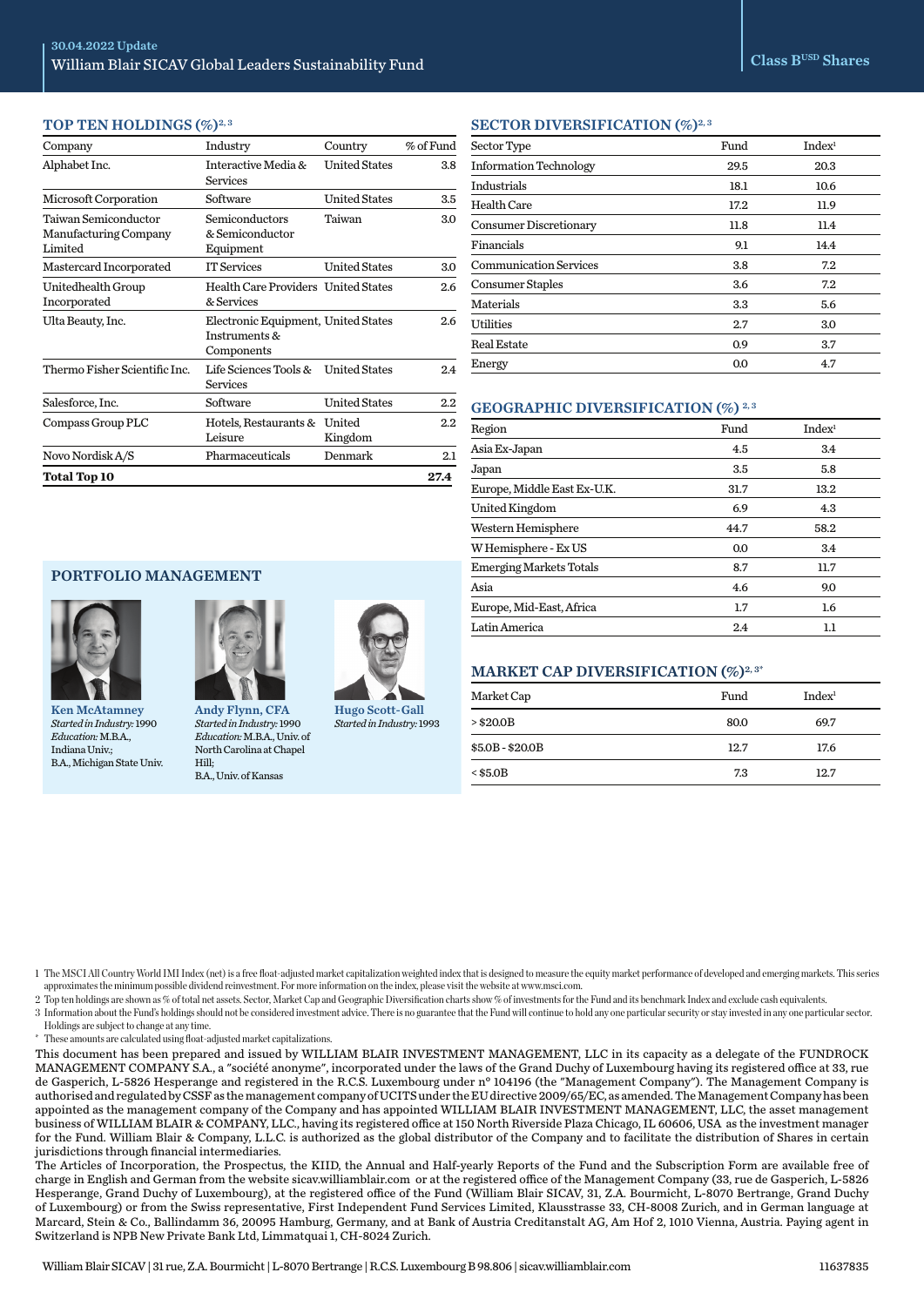## TOP TEN HOLDINGS (%)[2, 3]

| Company | Industry | Country | % of Fund |
|---|---|---|---|
| Alphabet Inc. | Interactive Media & Services | United States | 3.8 |
| Microsoft Corporation | Software | United States | 3.5 |
| Taiwan Semiconductor Manufacturing Company Limited | Semiconductors & Semiconductor Equipment | Taiwan | 3.0 |
| Mastercard Incorporated | IT Services | United States | 3.0 |
| Unitedhealth Group Incorporated | Health Care Providers & Services | United States | 2.6 |
| Ulta Beauty, Inc. | Electronic Equipment, Instruments & Components | United States | 2.6 |
| Thermo Fisher Scientific Inc. | Life Sciences Tools & Services | United States | 2.4 |
| Salesforce, Inc. | Software | United States | 2.2 |
| Compass Group PLC | Hotels, Restaurants & Leisure | United Kingdom | 2.2 |
| Novo Nordisk A/S | Pharmaceuticals | Denmark | 2.1 |
| **Total Top 10** | | | **27.4** |

## PORTFOLIO MANAGEMENT

**Ken McAtamney**
*Started in Industry:* 1990
*Education:* M.B.A., Indiana Univ.;
B.A., Michigan State Univ.

**Andy Flynn, CFA**
*Started in Industry:* 1990
*Education:* M.B.A., Univ. of North Carolina at Chapel Hill;
B.A., Univ. of Kansas

**Hugo Scott-Gall**
*Started in Industry:* 1993

## SECTOR DIVERSIFICATION (%)[2, 3]

| Sector Type | Fund | Index[1] |
|---|---|---|
| Information Technology | 29.5 | 20.3 |
| Industrials | 18.1 | 10.6 |
| Health Care | 17.2 | 11.9 |
| Consumer Discretionary | 11.8 | 11.4 |
| Financials | 9.1 | 14.4 |
| Communication Services | 3.8 | 7.2 |
| Consumer Staples | 3.6 | 7.2 |
| Materials | 3.3 | 5.6 |
| Utilities | 2.7 | 3.0 |
| Real Estate | 0.9 | 3.7 |
| Energy | 0.0 | 4.7 |

## GEOGRAPHIC DIVERSIFICATION (%)[2, 3]

| Region | Fund | Index[1] |
|---|---|---|
| Asia Ex-Japan | 4.5 | 3.4 |
| Japan | 3.5 | 5.8 |
| Europe, Middle East Ex-U.K. | 31.7 | 13.2 |
| United Kingdom | 6.9 | 4.3 |
| Western Hemisphere | 44.7 | 58.2 |
| W Hemisphere - Ex US | 0.0 | 3.4 |
| Emerging Markets Totals | 8.7 | 11.7 |
| Asia | 4.6 | 9.0 |
| Europe, Mid-East, Africa | 1.7 | 1.6 |
| Latin America | 2.4 | 1.1 |

## MARKET CAP DIVERSIFICATION (%)[2, 3*]

| Market Cap | Fund | Index[1] |
|---|---|---|
| > $20.0B | 80.0 | 69.7 |
| $5.0B - $20.0B | 12.7 | 17.6 |
| < $5.0B | 7.3 | 12.7 |

1 The MSCI All Country World IMI Index (net) is a free float-adjusted market capitalization weighted index that is designed to measure the equity market performance of developed and emerging markets. This series approximates the minimum possible dividend reinvestment. For more information on the index, please visit the website at www.msci.com.
2 Top ten holdings are shown as % of total net assets. Sector, Market Cap and Geographic Diversification charts show % of investments for the Fund and its benchmark Index and exclude cash equivalents.
3 Information about the Fund's holdings should not be considered investment advice. There is no guarantee that the Fund will continue to hold any one particular security or stay invested in any one particular sector. Holdings are subject to change at any time.
* These amounts are calculated using float-adjusted market capitalizations.

This document has been prepared and issued by WILLIAM BLAIR INVESTMENT MANAGEMENT, LLC in its capacity as a delegate of the FUNDROCK MANAGEMENT COMPANY S.A., a "société anonyme", incorporated under the laws of the Grand Duchy of Luxembourg having its registered office at 33, rue de Gasperich, L-5826 Hesperange and registered in the R.C.S. Luxembourg under n° 104196 (the "Management Company"). The Management Company is authorised and regulated by CSSF as the management company of UCITS under the EU directive 2009/65/EC, as amended. The Management Company has been appointed as the management company of the Company and has appointed WILLIAM BLAIR INVESTMENT MANAGEMENT, LLC, the asset management business of WILLIAM BLAIR & COMPANY, LLC., having its registered office at 150 North Riverside Plaza Chicago, IL 60606, USA as the investment manager for the Fund. William Blair & Company, L.L.C. is authorized as the global distributor of the Company and to facilitate the distribution of Shares in certain jurisdictions through financial intermediaries.

The Articles of Incorporation, the Prospectus, the KIID, the Annual and Half-yearly Reports of the Fund and the Subscription Form are available free of charge in English and German from the website sicav.williamblair.com or at the registered office of the Management Company (33, rue de Gasperich, L-5826 Hesperange, Grand Duchy of Luxembourg), at the registered office of the Fund (William Blair SICAV, 31, Z.A. Bourmicht, L-8070 Bertrange, Grand Duchy of Luxembourg) or from the Swiss representative, First Independent Fund Services Limited, Klausstrasse 33, CH-8008 Zurich, and in German language at Marcard, Stein & Co., Ballindamm 36, 20095 Hamburg, Germany, and at Bank of Austria Creditanstalt AG, Am Hof 2, 1010 Vienna, Austria. Paying agent in Switzerland is NPB New Private Bank Ltd, Limmatquai 1, CH-8024 Zurich.

William Blair SICAV | 31 rue, Z.A. Bourmicht | L-8070 Bertrange | R.C.S. Luxembourg B 98.806 | sicav.williamblair.com 11637835